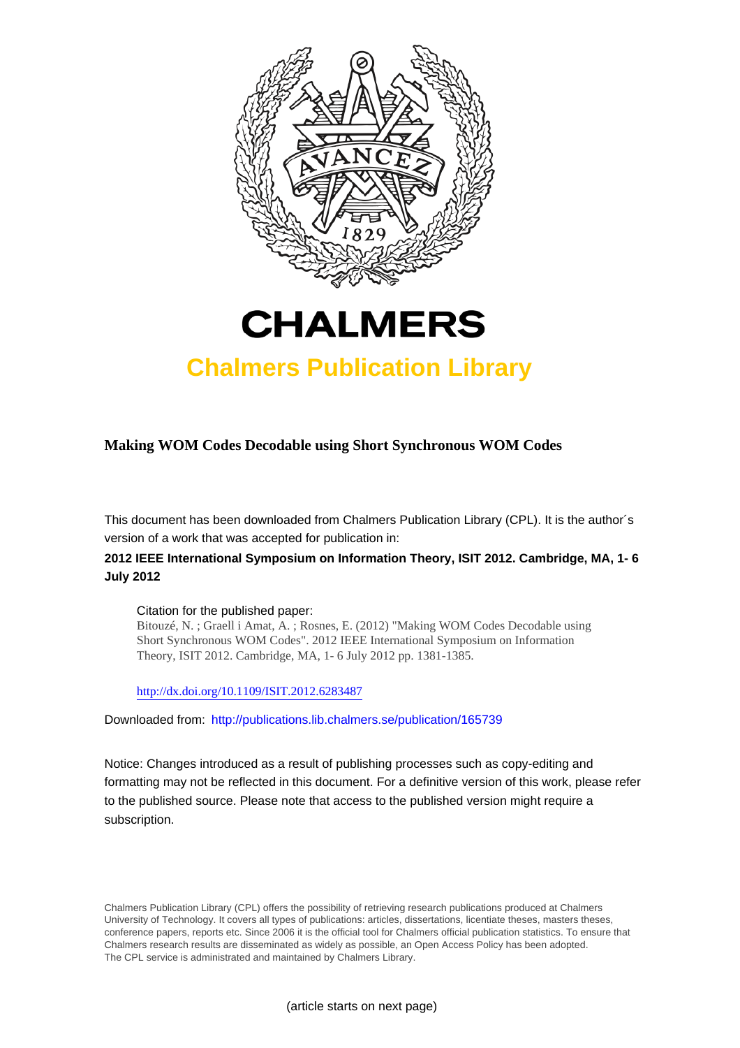# CHALMERS

## Chalmers Publication Library

**Making WOM Codes Decodable using Short Synchronous WOM Codes**

This document has been downloaded from Chalmers Publication Library (CPL). It is the author´s version of a work that was accepted for publication in:

**2012 IEEE International Symposium on Information Theory, ISIT 2012. Cambridge, MA, 1- 6 July 2012**

Citation for the published paper:
Bitouzé, N. ; Graell i Amat, A. ; Rosnes, E. (2012) "Making WOM Codes Decodable using Short Synchronous WOM Codes". 2012 IEEE International Symposium on Information Theory, ISIT 2012. Cambridge, MA, 1- 6 July 2012 pp. 1381-1385.

http://dx.doi.org/10.1109/ISIT.2012.6283487

Downloaded from: http://publications.lib.chalmers.se/publication/165739

Notice: Changes introduced as a result of publishing processes such as copy-editing and formatting may not be reflected in this document. For a definitive version of this work, please refer to the published source. Please note that access to the published version might require a subscription.

Chalmers Publication Library (CPL) offers the possibility of retrieving research publications produced at Chalmers University of Technology. It covers all types of publications: articles, dissertations, licentiate theses, masters theses, conference papers, reports etc. Since 2006 it is the official tool for Chalmers official publication statistics. To ensure that Chalmers research results are disseminated as widely as possible, an Open Access Policy has been adopted. The CPL service is administrated and maintained by Chalmers Library.

(article starts on next page)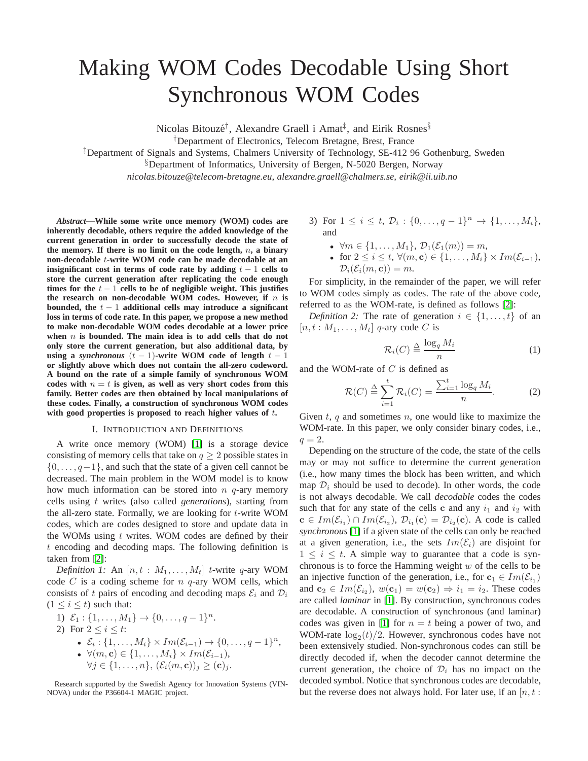# Making WOM Codes Decodable Using Short Synchronous WOM Codes

Nicolas Bitouzé[†], Alexandre Graell i Amat[‡], and Eirik Rosnes[§]

[†]Department of Electronics, Telecom Bretagne, Brest, France

[‡]Department of Signals and Systems, Chalmers University of Technology, SE-412 96 Gothenburg, Sweden

[§]Department of Informatics, University of Bergen, N-5020 Bergen, Norway

*nicolas.bitouze@telecom-bretagne.eu, alexandre.graell@chalmers.se, eirik@ii.uib.no*

***Abstract*—While some write once memory (WOM) codes are inherently decodable, others require the added knowledge of the current generation in order to successfully decode the state of the memory. If there is no limit on the code length, $n$, a binary non-decodable $t$-write WOM code can be made decodable at an insignificant cost in terms of code rate by adding $t-1$ cells to store the current generation after replicating the code enough times for the $t-1$ cells to be of negligible weight. This justifies the research on non-decodable WOM codes. However, if $n$ is bounded, the $t-1$ additional cells may introduce a significant loss in terms of code rate. In this paper, we propose a new method to make non-decodable WOM codes decodable at a lower price when $n$ is bounded. The main idea is to add cells that do not only store the current generation, but also additional data, by using a *synchronous* $(t-1)$-write WOM code of length $t-1$ or slightly above which does not contain the all-zero codeword. A bound on the rate of a simple family of synchronous WOM codes with $n = t$ is given, as well as very short codes from this family. Better codes are then obtained by local manipulations of these codes. Finally, a construction of synchronous WOM codes with good properties is proposed to reach higher values of $t$.**

## I. Introduction and Definitions

A write once memory (WOM) [1] is a storage device consisting of memory cells that take on $q \geq 2$ possible states in $\{0, \ldots, q-1\}$, and such that the state of a given cell cannot be decreased. The main problem in the WOM model is to know how much information can be stored into $n$ $q$-ary memory cells using $t$ writes (also called *generations*), starting from the all-zero state. Formally, we are looking for $t$-write WOM codes, which are codes designed to store and update data in the WOMs using $t$ writes. WOM codes are defined by their $t$ encoding and decoding maps. The following definition is taken from [2]:

*Definition 1:* An $[n, t : M_1, \ldots, M_t]$ $t$-write $q$-ary WOM code $C$ is a coding scheme for $n$ $q$-ary WOM cells, which consists of $t$ pairs of encoding and decoding maps $\mathcal{E}_i$ and $\mathcal{D}_i$ $(1 \leq i \leq t)$ such that:

1) $\mathcal{E}_1 : \{1, \ldots, M_1\} \to \{0, \ldots, q-1\}^n$.
2) For $2 \leq i \leq t$:
   - $\mathcal{E}_i : \{1, \ldots, M_i\} \times Im(\mathcal{E}_{i-1}) \to \{0, \ldots, q-1\}^n$,
   - $\forall (m, \mathbf{c}) \in \{1, \ldots, M_i\} \times Im(\mathcal{E}_{i-1})$, $\forall j \in \{1, \ldots, n\}$, $(\mathcal{E}_i(m, \mathbf{c}))_j \geq (\mathbf{c})_j$.
3) For $1 \leq i \leq t$, $\mathcal{D}_i : \{0, \ldots, q-1\}^n \to \{1, \ldots, M_i\}$, and
   - $\forall m \in \{1, \ldots, M_1\}$, $\mathcal{D}_1(\mathcal{E}_1(m)) = m$,
   - for $2 \leq i \leq t$, $\forall (m, \mathbf{c}) \in \{1, \ldots, M_i\} \times Im(\mathcal{E}_{i-1})$, $\mathcal{D}_i(\mathcal{E}_i(m, \mathbf{c})) = m$.

For simplicity, in the remainder of the paper, we will refer to WOM codes simply as codes. The rate of the above code, referred to as the WOM-rate, is defined as follows [2]:

*Definition 2:* The rate of generation $i \in \{1, \ldots, t\}$ of an $[n, t : M_1, \ldots, M_t]$ $q$-ary code $C$ is

$$\mathcal{R}_i(C) \triangleq \frac{\log_q M_i}{n} \tag{1}$$

and the WOM-rate of $C$ is defined as

$$\mathcal{R}(C) \triangleq \sum_{i=1}^{t} \mathcal{R}_i(C) = \frac{\sum_{i=1}^{t} \log_q M_i}{n}. \tag{2}$$

Given $t$, $q$ and sometimes $n$, one would like to maximize the WOM-rate. In this paper, we only consider binary codes, i.e., $q = 2$.

Depending on the structure of the code, the state of the cells may or may not suffice to determine the current generation (i.e., how many times the block has been written, and which map $\mathcal{D}_i$ should be used to decode). In other words, the code is not always decodable. We call *decodable* codes the codes such that for any state of the cells $\mathbf{c}$ and any $i_1$ and $i_2$ with $\mathbf{c} \in Im(\mathcal{E}_{i_1}) \cap Im(\mathcal{E}_{i_2})$, $\mathcal{D}_{i_1}(\mathbf{c}) = \mathcal{D}_{i_2}(\mathbf{c})$. A code is called *synchronous* [1] if a given state of the cells can only be reached at a given generation, i.e., the sets $Im(\mathcal{E}_i)$ are disjoint for $1 \leq i \leq t$. A simple way to guarantee that a code is synchronous is to force the Hamming weight $w$ of the cells to be an injective function of the generation, i.e., for $\mathbf{c}_1 \in Im(\mathcal{E}_{i_1})$ and $\mathbf{c}_2 \in Im(\mathcal{E}_{i_2})$, $w(\mathbf{c}_1) = w(\mathbf{c}_2) \Rightarrow i_1 = i_2$. These codes are called *laminar* in [1]. By construction, synchronous codes are decodable. A construction of synchronous (and laminar) codes was given in [1] for $n = t$ being a power of two, and WOM-rate $\log_2(t)/2$. However, synchronous codes have not been extensively studied. Non-synchronous codes can still be directly decoded if, when the decoder cannot determine the current generation, the choice of $\mathcal{D}_i$ has no impact on the decoded symbol. Notice that synchronous codes are decodable, but the reverse does not always hold. For later use, if an $[n, t :$

Research supported by the Swedish Agency for Innovation Systems (VINNOVA) under the P36604-1 MAGIC project.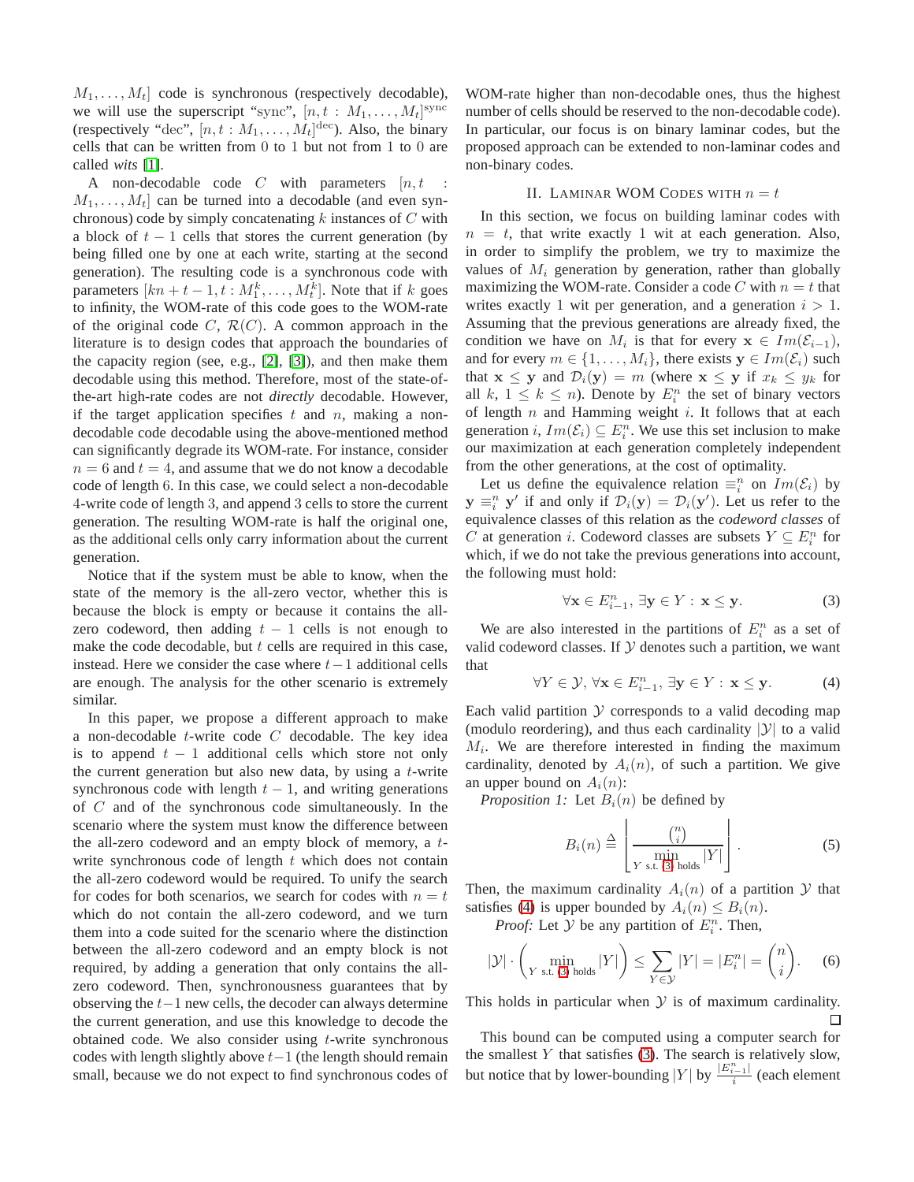$M_1, \ldots, M_t]$ code is synchronous (respectively decodable), we will use the superscript "sync", $[n, t : M_1, \ldots, M_t]^{\text{sync}}$ (respectively "dec", $[n, t : M_1, \ldots, M_t]^{\text{dec}}$). Also, the binary cells that can be written from 0 to 1 but not from 1 to 0 are called *wits* [1].

A non-decodable code $C$ with parameters $[n, t : M_1, \ldots, M_t]$ can be turned into a decodable (and even synchronous) code by simply concatenating $k$ instances of $C$ with a block of $t-1$ cells that stores the current generation (by being filled one by one at each write, starting at the second generation). The resulting code is a synchronous code with parameters $[kn+t-1, t : M_1^k, \ldots, M_t^k]$. Note that if $k$ goes to infinity, the WOM-rate of this code goes to the WOM-rate of the original code $C$, $\mathcal{R}(C)$. A common approach in the literature is to design codes that approach the boundaries of the capacity region (see, e.g., [2], [3]), and then make them decodable using this method. Therefore, most of the state-of-the-art high-rate codes are not *directly* decodable. However, if the target application specifies $t$ and $n$, making a non-decodable code decodable using the above-mentioned method can significantly degrade its WOM-rate. For instance, consider $n = 6$ and $t = 4$, and assume that we do not know a decodable code of length 6. In this case, we could select a non-decodable 4-write code of length 3, and append 3 cells to store the current generation. The resulting WOM-rate is half the original one, as the additional cells only carry information about the current generation.

Notice that if the system must be able to know, when the state of the memory is the all-zero vector, whether this is because the block is empty or because it contains the all-zero codeword, then adding $t-1$ cells is not enough to make the code decodable, but $t$ cells are required in this case, instead. Here we consider the case where $t-1$ additional cells are enough. The analysis for the other scenario is extremely similar.

In this paper, we propose a different approach to make a non-decodable $t$-write code $C$ decodable. The key idea is to append $t-1$ additional cells which store not only the current generation but also new data, by using a $t$-write synchronous code with length $t-1$, and writing generations of $C$ and of the synchronous code simultaneously. In the scenario where the system must know the difference between the all-zero codeword and an empty block of memory, a $t$-write synchronous code of length $t$ which does not contain the all-zero codeword would be required. To unify the search for codes for both scenarios, we search for codes with $n = t$ which do not contain the all-zero codeword, and we turn them into a code suited for the scenario where the distinction between the all-zero codeword and an empty block is not required, by adding a generation that only contains the all-zero codeword. Then, synchronousness guarantees that by observing the $t-1$ new cells, the decoder can always determine the current generation, and use this knowledge to decode the obtained code. We also consider using $t$-write synchronous codes with length slightly above $t-1$ (the length should remain small, because we do not expect to find synchronous codes of WOM-rate higher than non-decodable ones, thus the highest number of cells should be reserved to the non-decodable code). In particular, our focus is on binary laminar codes, but the proposed approach can be extended to non-laminar codes and non-binary codes.

## II. Laminar WOM Codes with $n = t$

In this section, we focus on building laminar codes with $n = t$, that write exactly 1 wit at each generation. Also, in order to simplify the problem, we try to maximize the values of $M_i$ generation by generation, rather than globally maximizing the WOM-rate. Consider a code $C$ with $n = t$ that writes exactly 1 wit per generation, and a generation $i > 1$. Assuming that the previous generations are already fixed, the condition we have on $M_i$ is that for every $\mathbf{x} \in Im(\mathcal{E}_{i-1})$, and for every $m \in \{1, \ldots, M_i\}$, there exists $\mathbf{y} \in Im(\mathcal{E}_i)$ such that $\mathbf{x} \leq \mathbf{y}$ and $\mathcal{D}_i(\mathbf{y}) = m$ (where $\mathbf{x} \leq \mathbf{y}$ if $x_k \leq y_k$ for all $k$, $1 \leq k \leq n$). Denote by $E_i^n$ the set of binary vectors of length $n$ and Hamming weight $i$. It follows that at each generation $i$, $Im(\mathcal{E}_i) \subseteq E_i^n$. We use this set inclusion to make our maximization at each generation completely independent from the other generations, at the cost of optimality.

Let us define the equivalence relation $\equiv_i^n$ on $Im(\mathcal{E}_i)$ by $\mathbf{y} \equiv_i^n \mathbf{y}'$ if and only if $\mathcal{D}_i(\mathbf{y}) = \mathcal{D}_i(\mathbf{y}')$. Let us refer to the equivalence classes of this relation as the *codeword classes* of $C$ at generation $i$. Codeword classes are subsets $Y \subseteq E_i^n$ for which, if we do not take the previous generations into account, the following must hold:

$$\forall \mathbf{x} \in E_{i-1}^n,\ \exists \mathbf{y} \in Y : \mathbf{x} \leq \mathbf{y}. \tag{3}$$

We are also interested in the partitions of $E_i^n$ as a set of valid codeword classes. If $\mathcal{Y}$ denotes such a partition, we want that

$$\forall Y \in \mathcal{Y},\ \forall \mathbf{x} \in E_{i-1}^n,\ \exists \mathbf{y} \in Y : \mathbf{x} \leq \mathbf{y}. \tag{4}$$

Each valid partition $\mathcal{Y}$ corresponds to a valid decoding map (modulo reordering), and thus each cardinality $|\mathcal{Y}|$ to a valid $M_i$. We are therefore interested in finding the maximum cardinality, denoted by $A_i(n)$, of such a partition. We give an upper bound on $A_i(n)$:

*Proposition 1:* Let $B_i(n)$ be defined by

$$B_i(n) \triangleq \left\lfloor \frac{\binom{n}{i}}{\min\limits_{Y \text{ s.t. (3) holds}} |Y|} \right\rfloor. \tag{5}$$

Then, the maximum cardinality $A_i(n)$ of a partition $\mathcal{Y}$ that satisfies (4) is upper bounded by $A_i(n) \leq B_i(n)$.

*Proof:* Let $\mathcal{Y}$ be any partition of $E_i^n$. Then,

$$|\mathcal{Y}| \cdot \left( \min_{Y \text{ s.t. (3) holds}} |Y| \right) \leq \sum_{Y \in \mathcal{Y}} |Y| = |E_i^n| = \binom{n}{i}. \tag{6}$$

This holds in particular when $\mathcal{Y}$ is of maximum cardinality. ∎

This bound can be computed using a computer search for the smallest $Y$ that satisfies (3). The search is relatively slow, but notice that by lower-bounding $|Y|$ by $\frac{|E_{i-1}^n|}{i}$ (each element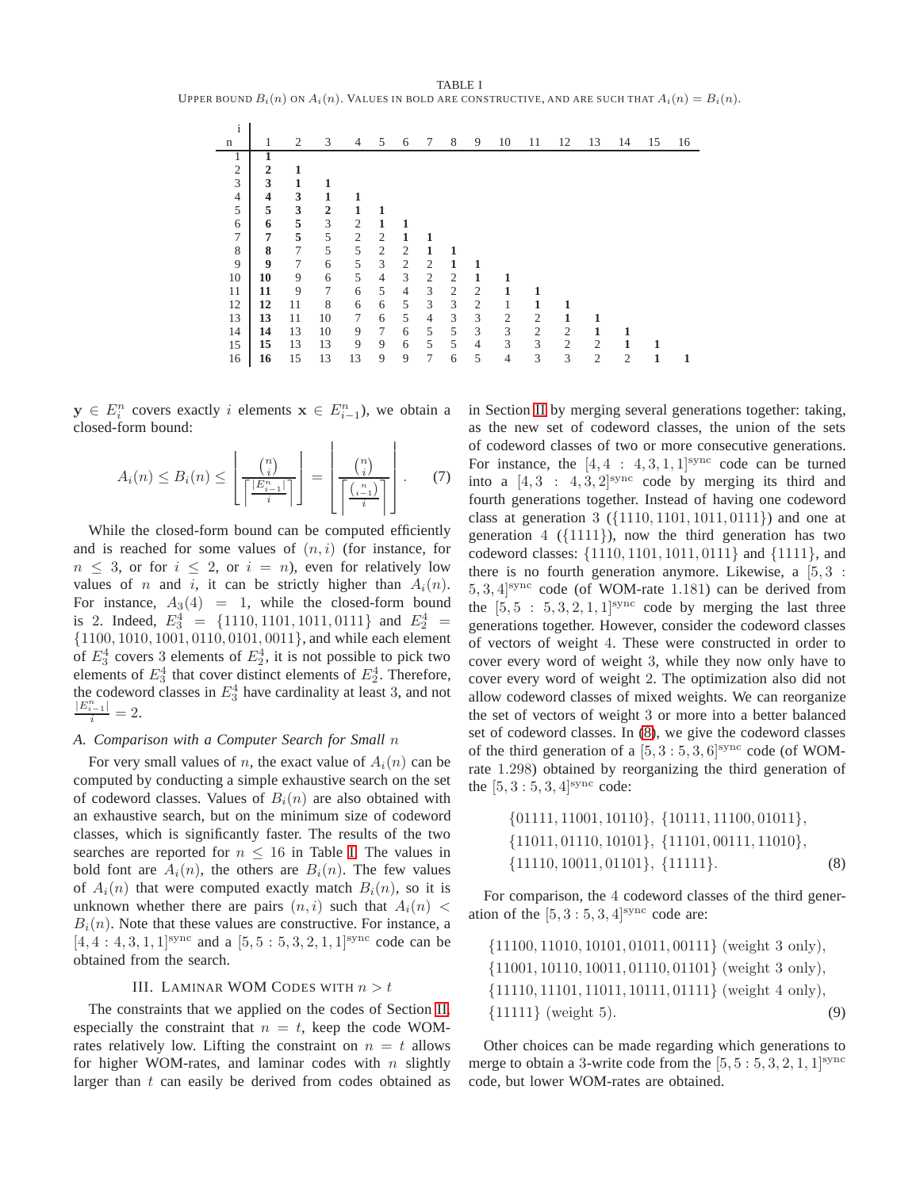TABLE I
UPPER BOUND $B_i(n)$ ON $A_i(n)$. VALUES IN BOLD ARE CONSTRUCTIVE, AND ARE SUCH THAT $A_i(n) = B_i(n)$.

| n \ i | 1 | 2 | 3 | 4 | 5 | 6 | 7 | 8 | 9 | 10 | 11 | 12 | 13 | 14 | 15 | 16 |
|---|---|---|---|---|---|---|---|---|---|---|---|---|---|---|---|---|
| 1 | **1** | | | | | | | | | | | | | | | |
| 2 | **2** | **1** | | | | | | | | | | | | | | |
| 3 | **3** | **1** | **1** | | | | | | | | | | | | | |
| 4 | **4** | **3** | **1** | **1** | | | | | | | | | | | | |
| 5 | **5** | **3** | **2** | **1** | **1** | | | | | | | | | | | |
| 6 | **6** | **5** | 3 | 2 | **1** | **1** | | | | | | | | | | |
| 7 | **7** | **5** | 5 | 2 | 2 | **1** | **1** | | | | | | | | | |
| 8 | **8** | 7 | 5 | 5 | 2 | 2 | **1** | **1** | | | | | | | | |
| 9 | **9** | 7 | 6 | 5 | 3 | 2 | 2 | **1** | **1** | | | | | | | |
| 10 | **10** | 9 | 6 | 5 | 4 | 3 | 2 | 2 | **1** | **1** | | | | | | |
| 11 | **11** | 9 | 7 | 6 | 5 | 4 | 3 | 2 | 2 | **1** | **1** | | | | | |
| 12 | **12** | 11 | 8 | 6 | 6 | 5 | 3 | 3 | 2 | 1 | **1** | **1** | | | | |
| 13 | **13** | 11 | 10 | 7 | 6 | 5 | 4 | 3 | 3 | 2 | 2 | **1** | **1** | | | |
| 14 | **14** | 13 | 10 | 9 | 7 | 6 | 5 | 5 | 3 | 3 | 2 | 2 | **1** | **1** | | |
| 15 | **15** | 13 | 13 | 9 | 9 | 6 | 5 | 5 | 4 | 3 | 3 | 2 | 2 | **1** | **1** | |
| 16 | **16** | 15 | 13 | 13 | 9 | 9 | 7 | 6 | 5 | 4 | 3 | 3 | 2 | 2 | **1** | **1** |

$\mathbf{y} \in E_i^n$ covers exactly $i$ elements $\mathbf{x} \in E_{i-1}^n$), we obtain a closed-form bound:

$$A_i(n) \leq B_i(n) \leq \left\lfloor \frac{\binom{n}{i}}{\left\lceil \frac{|E_{i-1}^n|}{i} \right\rceil} \right\rfloor = \left\lfloor \frac{\binom{n}{i}}{\left\lceil \frac{\binom{n}{i-1}}{i} \right\rceil} \right\rfloor. \quad (7)$$

While the closed-form bound can be computed efficiently and is reached for some values of $(n, i)$ (for instance, for $n \leq 3$, or for $i \leq 2$, or $i = n$), even for relatively low values of $n$ and $i$, it can be strictly higher than $A_i(n)$. For instance, $A_3(4) = 1$, while the closed-form bound is 2. Indeed, $E_3^4 = \{1110, 1101, 1011, 0111\}$ and $E_2^4 = \{1100, 1010, 1001, 0110, 0101, 0011\}$, and while each element of $E_3^4$ covers 3 elements of $E_2^4$, it is not possible to pick two elements of $E_3^4$ that cover distinct elements of $E_2^4$. Therefore, the codeword classes in $E_3^4$ have cardinality at least 3, and not $\frac{|E_{i-1}^n|}{i} = 2$.

### A. Comparison with a Computer Search for Small $n$

For very small values of $n$, the exact value of $A_i(n)$ can be computed by conducting a simple exhaustive search on the set of codeword classes. Values of $B_i(n)$ are also obtained with an exhaustive search, but on the minimum size of codeword classes, which is significantly faster. The results of the two searches are reported for $n \leq 16$ in Table I. The values in bold font are $A_i(n)$, the others are $B_i(n)$. The few values of $A_i(n)$ that were computed exactly match $B_i(n)$, so it is unknown whether there are pairs $(n, i)$ such that $A_i(n) < B_i(n)$. Note that these values are constructive. For instance, a $[4, 4 : 4, 3, 1, 1]^{\text{sync}}$ and a $[5, 5 : 5, 3, 2, 1, 1]^{\text{sync}}$ code can be obtained from the search.

## III. Laminar WOM Codes with $n > t$

The constraints that we applied on the codes of Section II, especially the constraint that $n = t$, keep the code WOM-rates relatively low. Lifting the constraint on $n = t$ allows for higher WOM-rates, and laminar codes with $n$ slightly larger than $t$ can easily be derived from codes obtained as in Section II by merging several generations together: taking, as the new set of codeword classes, the union of the sets of codeword classes of two or more consecutive generations. For instance, the $[4, 4 : 4, 3, 1, 1]^{\text{sync}}$ code can be turned into a $[4, 3 : 4, 3, 2]^{\text{sync}}$ code by merging its third and fourth generations together. Instead of having one codeword class at generation 3 ($\{1110, 1101, 1011, 0111\}$) and one at generation 4 ($\{1111\}$), now the third generation has two codeword classes: $\{1110, 1101, 1011, 0111\}$ and $\{1111\}$, and there is no fourth generation anymore. Likewise, a $[5, 3 : 5, 3, 4]^{\text{sync}}$ code (of WOM-rate 1.181) can be derived from the $[5, 5 : 5, 3, 2, 1, 1]^{\text{sync}}$ code by merging the last three generations together. However, consider the codeword classes of vectors of weight 4. These were constructed in order to cover every word of weight 3, while they now only have to cover every word of weight 2. The optimization also did not allow codeword classes of mixed weights. We can reorganize the set of vectors of weight 3 or more into a better balanced set of codeword classes. In (8), we give the codeword classes of the third generation of a $[5, 3 : 5, 3, 6]^{\text{sync}}$ code (of WOM-rate 1.298) obtained by reorganizing the third generation of the $[5, 3 : 5, 3, 4]^{\text{sync}}$ code:

$$\begin{aligned}
&\{01111, 11001, 10110\},\ \{10111, 11100, 01011\},\\
&\{11011, 01110, 10101\},\ \{11101, 00111, 11010\},\\
&\{11110, 10011, 01101\},\ \{11111\}.
\end{aligned} \quad (8)$$

For comparison, the 4 codeword classes of the third generation of the $[5, 3 : 5, 3, 4]^{\text{sync}}$ code are:

$$\begin{aligned}
&\{11100, 11010, 10101, 01011, 00111\} \text{ (weight 3 only)},\\
&\{11001, 10110, 10011, 01110, 01101\} \text{ (weight 3 only)},\\
&\{11110, 11101, 11011, 10111, 01111\} \text{ (weight 4 only)},\\
&\{11111\} \text{ (weight 5)}.
\end{aligned} \quad (9)$$

Other choices can be made regarding which generations to merge to obtain a 3-write code from the $[5, 5 : 5, 3, 2, 1, 1]^{\text{sync}}$ code, but lower WOM-rates are obtained.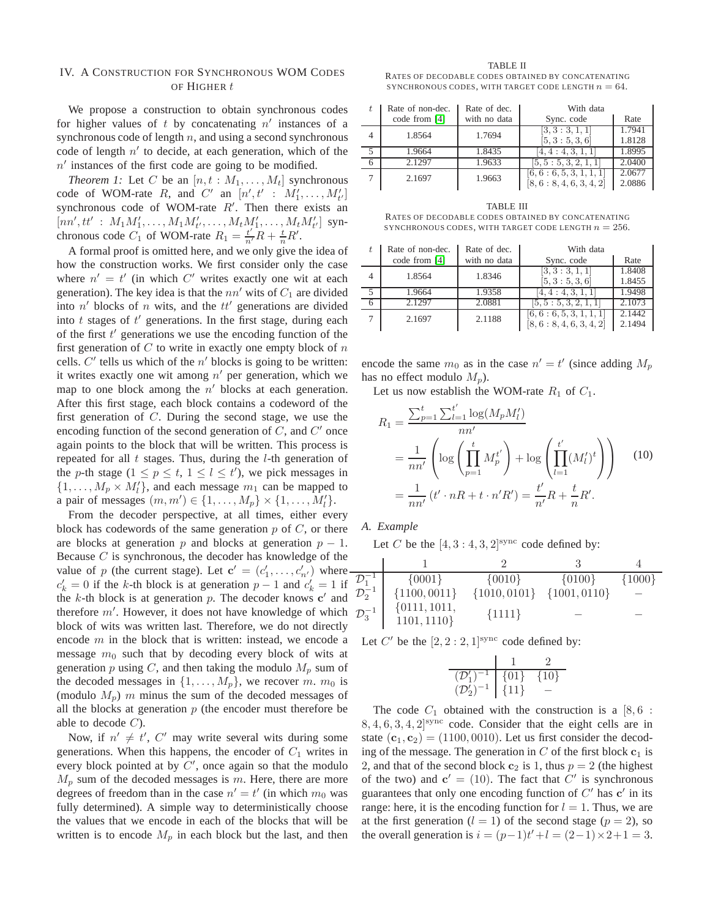## IV. A Construction for Synchronous WOM Codes of Higher $t$

We propose a construction to obtain synchronous codes for higher values of $t$ by concatenating $n'$ instances of a synchronous code of length $n$, and using a second synchronous code of length $n'$ to decide, at each generation, which of the $n'$ instances of the first code are going to be modified.

*Theorem 1:* Let $C$ be an $[n, t : M_1, \dots, M_t]$ synchronous code of WOM-rate $R$, and $C'$ an $[n', t' : M'_1, \dots, M'_{t'}]$ synchronous code of WOM-rate $R'$. Then there exists an $[nn', tt' : M_1M'_1, \dots, M_1M'_{t'}, \dots, M_tM'_1, \dots, M_tM'_{t'}]$ synchronous code $C_1$ of WOM-rate $R_1 = \frac{t'}{n'}R + \frac{t}{n}R'$.

A formal proof is omitted here, and we only give the idea of how the construction works. We first consider only the case where $n' = t'$ (in which $C'$ writes exactly one wit at each generation). The key idea is that the $nn'$ wits of $C_1$ are divided into $n'$ blocks of $n$ wits, and the $tt'$ generations are divided into $t$ stages of $t'$ generations. In the first stage, during each of the first $t'$ generations we use the encoding function of the first generation of $C$ to write in exactly one empty block of $n$ cells. $C'$ tells us which of the $n'$ blocks is going to be written: it writes exactly one wit among $n'$ per generation, which we map to one block among the $n'$ blocks at each generation. After this first stage, each block contains a codeword of the first generation of $C$. During the second stage, we use the encoding function of the second generation of $C$, and $C'$ once again points to the block that will be written. This process is repeated for all $t$ stages. Thus, during the $l$-th generation of the $p$-th stage ($1 \le p \le t$, $1 \le l \le t'$), we pick messages in $\{1, \dots, M_p \times M'_l\}$, and each message $m_1$ can be mapped to a pair of messages $(m, m') \in \{1, \dots, M_p\} \times \{1, \dots, M'_l\}$.

From the decoder perspective, at all times, either every block has codewords of the same generation $p$ of $C$, or there are blocks at generation $p$ and blocks at generation $p-1$. Because $C$ is synchronous, the decoder has knowledge of the value of $p$ (the current stage). Let $\mathbf{c}' = (c'_1, \dots, c'_{n'})$ where $c'_k = 0$ if the $k$-th block is at generation $p-1$ and $c'_k = 1$ if the $k$-th block is at generation $p$. The decoder knows $\mathbf{c}'$ and therefore $m'$. However, it does not have knowledge of which block of wits was written last. Therefore, we do not directly encode $m$ in the block that is written: instead, we encode a message $m_0$ such that by decoding every block of wits at generation $p$ using $C$, and then taking the modulo $M_p$ sum of the decoded messages in $\{1, \dots, M_p\}$, we recover $m$. $m_0$ is (modulo $M_p$) $m$ minus the sum of the decoded messages of all the blocks at generation $p$ (the encoder must therefore be able to decode $C$).

Now, if $n' \ne t'$, $C'$ may write several wits during some generations. When this happens, the encoder of $C_1$ writes in every block pointed at by $C'$, once again so that the modulo $M_p$ sum of the decoded messages is $m$. Here, there are more degrees of freedom than in the case $n' = t'$ (in which $m_0$ was fully determined). A simple way to deterministically choose the values that we encode in each of the blocks that will be written is to encode $M_p$ in each block but the last, and then encode the same $m_0$ as in the case $n' = t'$ (since adding $M_p$ has no effect modulo $M_p$).

TABLE II
Rates of decodable codes obtained by concatenating synchronous codes, with target code length $n = 64$.

| $t$ | Rate of non-dec. code from [4] | Rate of dec. with no data | With data Sync. code | Rate |
|---|---|---|---|---|
| 4 | 1.8564 | 1.7694 | $[3, 3 : 3, 1, 1]$ | 1.7941 |
| | | | $[5, 3 : 5, 3, 6]$ | 1.8128 |
| 5 | 1.9664 | 1.8435 | $[4, 4 : 4, 3, 1, 1]$ | 1.8995 |
| 6 | 2.1297 | 1.9633 | $[5, 5 : 5, 3, 2, 1, 1]$ | 2.0400 |
| 7 | 2.1697 | 1.9663 | $[6, 6 : 6, 5, 3, 1, 1, 1]$ | 2.0677 |
| | | | $[8, 6 : 8, 4, 6, 3, 4, 2]$ | 2.0886 |

TABLE III
Rates of decodable codes obtained by concatenating synchronous codes, with target code length $n = 256$.

| $t$ | Rate of non-dec. code from [4] | Rate of dec. with no data | With data Sync. code | Rate |
|---|---|---|---|---|
| 4 | 1.8564 | 1.8346 | $[3, 3 : 3, 1, 1]$ | 1.8408 |
| | | | $[5, 3 : 5, 3, 6]$ | 1.8455 |
| 5 | 1.9664 | 1.9358 | $[4, 4 : 4, 3, 1, 1]$ | 1.9498 |
| 6 | 2.1297 | 2.0881 | $[5, 5 : 5, 3, 2, 1, 1]$ | 2.1073 |
| 7 | 2.1697 | 2.1188 | $[6, 6 : 6, 5, 3, 1, 1, 1]$ | 2.1442 |
| | | | $[8, 6 : 8, 4, 6, 3, 4, 2]$ | 2.1494 |

Let us now establish the WOM-rate $R_1$ of $C_1$.

$$
\begin{aligned}
R_1 &= \frac{\sum_{p=1}^{t}\sum_{l=1}^{t'} \log(M_p M'_l)}{nn'} \\
&= \frac{1}{nn'}\left(\log\left(\prod_{p=1}^{t} M_p^{t'}\right) + \log\left(\prod_{l=1}^{t'} (M'_l)^t\right)\right) \\
&= \frac{1}{nn'}\left(t' \cdot nR + t \cdot n'R'\right) = \frac{t'}{n'}R + \frac{t}{n}R'.
\end{aligned}
\tag{10}
$$

### A. Example

Let $C$ be the $[4, 3 : 4, 3, 2]^{\text{sync}}$ code defined by:

| | 1 | 2 | 3 | 4 |
|---|---|---|---|---|
| $\mathcal{D}_1^{-1}$ | $\{0001\}$ | $\{0010\}$ | $\{0100\}$ | $\{1000\}$ |
| $\mathcal{D}_2^{-1}$ | $\{1100, 0011\}$ | $\{1010, 0101\}$ | $\{1001, 0110\}$ | $-$ |
| $\mathcal{D}_3^{-1}$ | $\{0111, 1011, 1101, 1110\}$ | $\{1111\}$ | $-$ | $-$ |

Let $C'$ be the $[2, 2 : 2, 1]^{\text{sync}}$ code defined by:

| | 1 | 2 |
|---|---|---|
| $(\mathcal{D}'_1)^{-1}$ | $\{01\}$ | $\{10\}$ |
| $(\mathcal{D}'_2)^{-1}$ | $\{11\}$ | $-$ |

The code $C_1$ obtained with the construction is a $[8, 6 : 8, 4, 6, 3, 4, 2]^{\text{sync}}$ code. Consider that the eight cells are in state $(\mathbf{c}_1, \mathbf{c}_2) = (1100, 0010)$. Let us first consider the decoding of the message. The generation in $C$ of the first block $\mathbf{c}_1$ is 2, and that of the second block $\mathbf{c}_2$ is 1, thus $p = 2$ (the highest of the two) and $\mathbf{c}' = (10)$. The fact that $C'$ is synchronous guarantees that only one encoding function of $C'$ has $\mathbf{c}'$ in its range: here, it is the encoding function for $l = 1$. Thus, we are at the first generation ($l = 1$) of the second stage ($p = 2$), so the overall generation is $i = (p-1)t' + l = (2-1) \times 2 + 1 = 3$.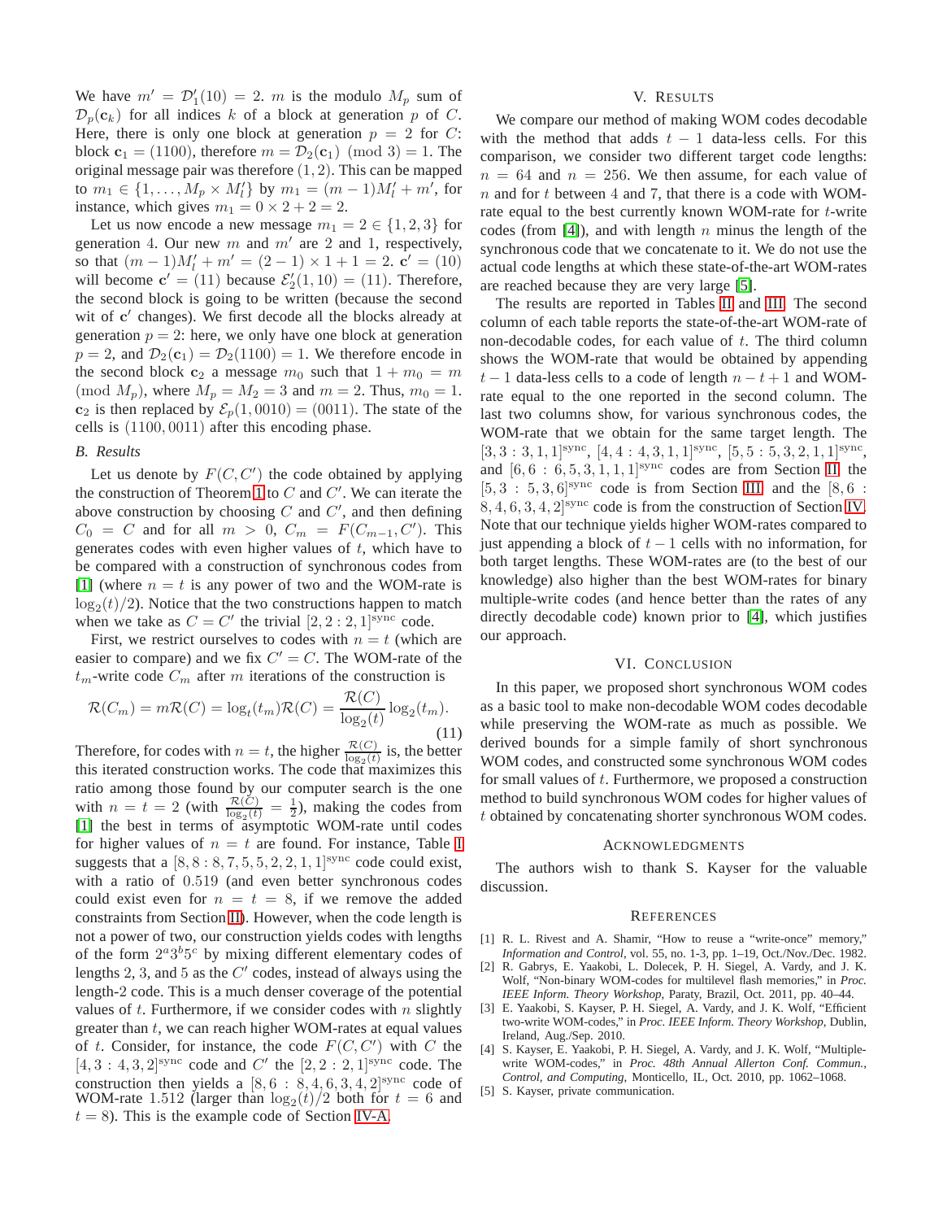We have $m' = \mathcal{D}'_1(10) = 2$. $m$ is the modulo $M_p$ sum of $\mathcal{D}_p(\mathbf{c}_k)$ for all indices $k$ of a block at generation $p$ of $C$. Here, there is only one block at generation $p = 2$ for $C$: block $\mathbf{c}_1 = (1100)$, therefore $m = \mathcal{D}_2(\mathbf{c}_1) \pmod 3) = 1$. The original message pair was therefore $(1, 2)$. This can be mapped to $m_1 \in \{1, \ldots, M_p \times M'_l\}$ by $m_1 = (m-1)M'_l + m'$, for instance, which gives $m_1 = 0 \times 2 + 2 = 2$.

Let us now encode a new message $m_1 = 2 \in \{1, 2, 3\}$ for generation 4. Our new $m$ and $m'$ are 2 and 1, respectively, so that $(m-1)M'_l + m' = (2-1) \times 1 + 1 = 2$. $\mathbf{c}' = (10)$ will become $\mathbf{c}' = (11)$ because $\mathcal{E}'_2(1, 10) = (11)$. Therefore, the second block is going to be written (because the second wit of $\mathbf{c}'$ changes). We first decode all the blocks already at generation $p = 2$: here, we only have one block at generation $p = 2$, and $\mathcal{D}_2(\mathbf{c}_1) = \mathcal{D}_2(1100) = 1$. We therefore encode in the second block $\mathbf{c}_2$ a message $m_0$ such that $1 + m_0 = m \pmod{M_p}$, where $M_p = M_2 = 3$ and $m_0 = 2$. Thus, $m_0 = 1$. $\mathbf{c}_2$ is then replaced by $\mathcal{E}_p(1, 0010) = (0011)$. The state of the cells is $(1100, 0011)$ after this encoding phase.

### B. Results

Let us denote by $F(C, C')$ the code obtained by applying the construction of Theorem 1 to $C$ and $C'$. We can iterate the above construction by choosing $C$ and $C'$, and then defining $C_0 = C$ and for all $m > 0$, $C_m = F(C_{m-1}, C')$. This generates codes with even higher values of $t$, which have to be compared with a construction of synchronous codes from [1] (where $n = t$ is any power of two and the WOM-rate is $\log_2(t)/2$). Notice that the two constructions happen to match when we take as $C = C'$ the trivial $[2, 2 : 2, 1]^{\text{sync}}$ code.

First, we restrict ourselves to codes with $n = t$ (which are easier to compare) and we fix $C' = C$. The WOM-rate of the $t_m$-write code $C_m$ after $m$ iterations of the construction is

$$\mathcal{R}(C_m) = m\mathcal{R}(C) = \log_t(t_m)\mathcal{R}(C) = \frac{\mathcal{R}(C)}{\log_2(t)} \log_2(t_m). \tag{11}$$

Therefore, for codes with $n = t$, the higher $\frac{\mathcal{R}(C)}{\log_2(t)}$ is, the better this iterated construction works. The code that maximizes this ratio among those found by our computer search is the one with $n = t = 2$ (with $\frac{\mathcal{R}(C)}{\log_2(t)} = \frac{1}{2}$), making the codes from [1] the best in terms of asymptotic WOM-rate until codes for higher values of $n = t$ are found. For instance, Table I suggests that a $[8, 8 : 8, 7, 5, 5, 2, 2, 1, 1]^{\text{sync}}$ code could exist, with a ratio of $0.519$ (and even better synchronous codes could exist even for $n = t = 8$, if we remove the added constraints from Section III). However, when the code length is not a power of two, our construction yields codes with lengths of the form $2^a 3^b 5^c$ by mixing different elementary codes of lengths 2, 3, and 5 as the $C'$ codes, instead of always using the length-2 code. This is a much denser coverage of the potential values of $t$. Furthermore, if we consider codes with $n$ slightly greater than $t$, we can reach higher WOM-rates at equal values of $t$. Consider, for instance, the code $F(C, C')$ with $C$ the $[4, 3 : 4, 3, 2]^{\text{sync}}$ code and $C'$ the $[2, 2 : 2, 1]^{\text{sync}}$ code. The construction then yields a $[8, 6 : 8, 4, 6, 3, 4, 2]^{\text{sync}}$ code of WOM-rate $1.512$ (larger than $\log_2(t)/2$ both for $t = 6$ and $t = 8$). This is the example code of Section IV-A.

## V. Results

We compare our method of making WOM codes decodable with the method that adds $t - 1$ data-less cells. For this comparison, we consider two different target code lengths: $n = 64$ and $n = 256$. We then assume, for each value of $n$ and for $t$ between 4 and 7, that there is a code with WOM-rate equal to the best currently known WOM-rate for $t$-write codes (from [4]), and with length $n$ minus the length of the synchronous code that we concatenate to it. We do not use the actual code lengths at which these state-of-the-art WOM-rates are reached because they are very large [5].

The results are reported in Tables II and III. The second column of each table reports the state-of-the-art WOM-rate of non-decodable codes, for each value of $t$. The third column shows the WOM-rate that would be obtained by appending $t - 1$ data-less cells to a code of length $n - t + 1$ and WOM-rate equal to the one reported in the second column. The last two columns show, for various synchronous codes, the WOM-rate that we obtain for the same target length. The $[3, 3 : 3, 1, 1]^{\text{sync}}$, $[4, 4 : 4, 3, 1, 1]^{\text{sync}}$, $[5, 5 : 5, 3, 2, 1, 1]^{\text{sync}}$, and $[6, 6 : 6, 5, 3, 1, 1, 1]^{\text{sync}}$ codes are from Section II, the $[5, 3 : 5, 3, 6]^{\text{sync}}$ code is from Section III, and the $[8, 6 : 8, 4, 6, 3, 4, 2]^{\text{sync}}$ code is from the construction of Section IV. Note that our technique yields higher WOM-rates compared to just appending a block of $t - 1$ cells with no information, for both target lengths. These WOM-rates are (to the best of our knowledge) also higher than the best WOM-rates for binary multiple-write codes (and hence better than the rates of any directly decodable code) known prior to [4], which justifies our approach.

## VI. Conclusion

In this paper, we proposed short synchronous WOM codes as a basic tool to make non-decodable WOM codes decodable while preserving the WOM-rate as much as possible. We derived bounds for a simple family of short synchronous WOM codes, and constructed some synchronous WOM codes for small values of $t$. Furthermore, we proposed a construction method to build synchronous WOM codes for higher values of $t$ obtained by concatenating shorter synchronous WOM codes.

## Acknowledgments

The authors wish to thank S. Kayser for the valuable discussion.

## References

[1] R. L. Rivest and A. Shamir, "How to reuse a "write-once" memory," *Information and Control*, vol. 55, no. 1-3, pp. 1–19, Oct./Nov./Dec. 1982.

[2] R. Gabrys, E. Yaakobi, L. Dolecek, P. H. Siegel, A. Vardy, and J. K. Wolf, "Non-binary WOM-codes for multilevel flash memories," in *Proc. IEEE Inform. Theory Workshop*, Paraty, Brazil, Oct. 2011, pp. 40–44.

[3] E. Yaakobi, S. Kayser, P. H. Siegel, A. Vardy, and J. K. Wolf, "Efficient two-write WOM-codes," in *Proc. IEEE Inform. Theory Workshop*, Dublin, Ireland, Aug./Sep. 2010.

[4] S. Kayser, E. Yaakobi, P. H. Siegel, A. Vardy, and J. K. Wolf, "Multiple-write WOM-codes," in *Proc. 48th Annual Allerton Conf. Commun., Control, and Computing*, Monticello, IL, Oct. 2010, pp. 1062–1068.

[5] S. Kayser, private communication.